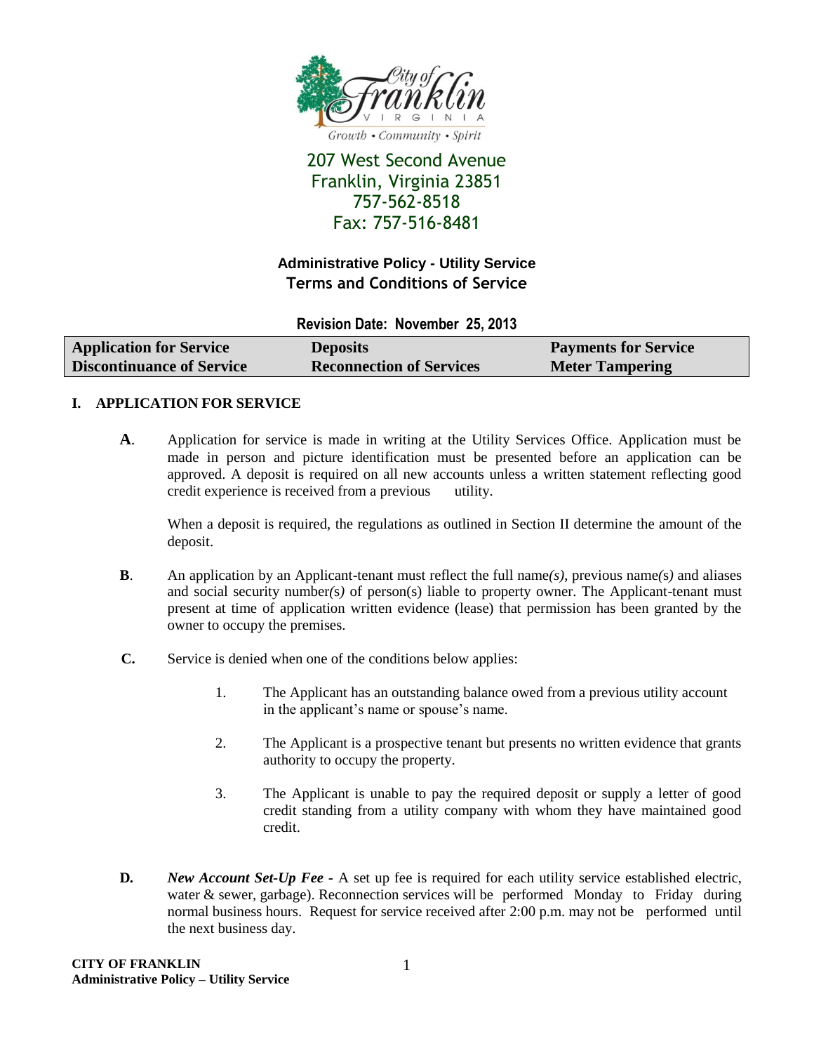City of Franklin Virginia

Growth • Community • Spirit

207 West Second Avenue
Franklin, Virginia 23851
757-562-8518
Fax: 757-516-8481

**Administrative Policy - Utility Service**
**Terms and Conditions of Service**

**Revision Date: November 25, 2013**

| Application for Service | Deposits | Payments for Service |
|---|---|---|
| Discontinuance of Service | Reconnection of Services | Meter Tampering |

## I. APPLICATION FOR SERVICE

**A**. Application for service is made in writing at the Utility Services Office. Application must be made in person and picture identification must be presented before an application can be approved. A deposit is required on all new accounts unless a written statement reflecting good credit experience is received from a previous utility.

When a deposit is required, the regulations as outlined in Section II determine the amount of the deposit.

**B**. An application by an Applicant-tenant must reflect the full name*(s)*, previous name*(s)* and aliases and social security number*(s)* of person(s) liable to property owner. The Applicant-tenant must present at time of application written evidence (lease) that permission has been granted by the owner to occupy the premises.

**C.** Service is denied when one of the conditions below applies:

1. The Applicant has an outstanding balance owed from a previous utility account in the applicant's name or spouse's name.

2. The Applicant is a prospective tenant but presents no written evidence that grants authority to occupy the property.

3. The Applicant is unable to pay the required deposit or supply a letter of good credit standing from a utility company with whom they have maintained good credit.

**D.** ***New Account Set-Up Fee*** - A set up fee is required for each utility service established electric, water & sewer, garbage). Reconnection services will be performed Monday to Friday during normal business hours. Request for service received after 2:00 p.m. may not be performed until the next business day.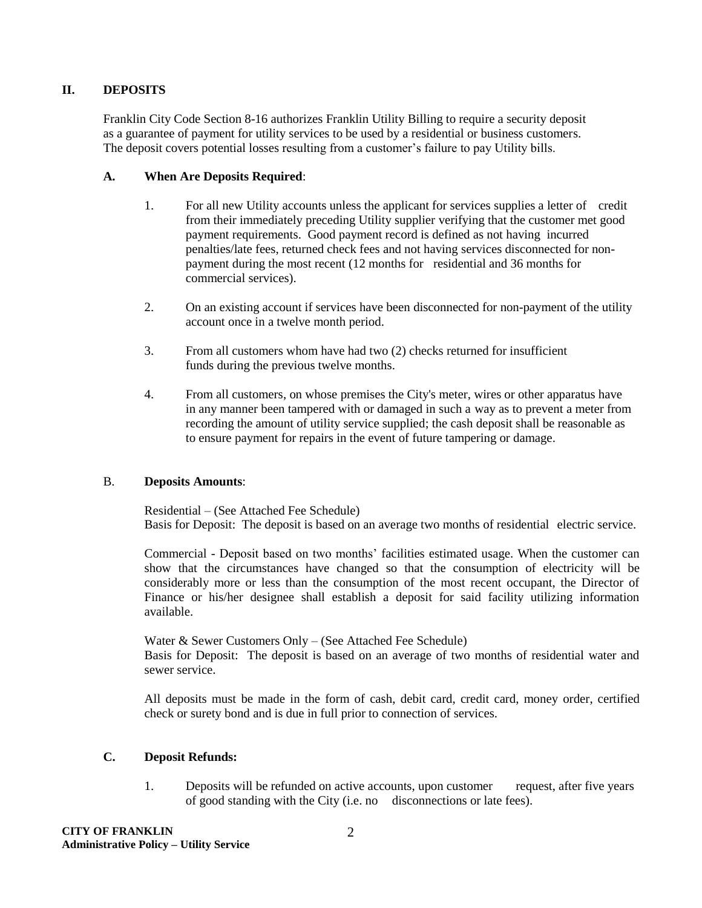## II. DEPOSITS

Franklin City Code Section 8-16 authorizes Franklin Utility Billing to require a security deposit as a guarantee of payment for utility services to be used by a residential or business customers. The deposit covers potential losses resulting from a customer's failure to pay Utility bills.

### A. When Are Deposits Required:

1. For all new Utility accounts unless the applicant for services supplies a letter of credit from their immediately preceding Utility supplier verifying that the customer met good payment requirements. Good payment record is defined as not having incurred penalties/late fees, returned check fees and not having services disconnected for non-payment during the most recent (12 months for residential and 36 months for commercial services).

2. On an existing account if services have been disconnected for non-payment of the utility account once in a twelve month period.

3. From all customers whom have had two (2) checks returned for insufficient funds during the previous twelve months.

4. From all customers, on whose premises the City's meter, wires or other apparatus have in any manner been tampered with or damaged in such a way as to prevent a meter from recording the amount of utility service supplied; the cash deposit shall be reasonable as to ensure payment for repairs in the event of future tampering or damage.

### B. Deposits Amounts:

Residential – (See Attached Fee Schedule)
Basis for Deposit: The deposit is based on an average two months of residential electric service.

Commercial - Deposit based on two months' facilities estimated usage. When the customer can show that the circumstances have changed so that the consumption of electricity will be considerably more or less than the consumption of the most recent occupant, the Director of Finance or his/her designee shall establish a deposit for said facility utilizing information available.

Water & Sewer Customers Only – (See Attached Fee Schedule)
Basis for Deposit: The deposit is based on an average of two months of residential water and sewer service.

All deposits must be made in the form of cash, debit card, credit card, money order, certified check or surety bond and is due in full prior to connection of services.

### C. Deposit Refunds:

1. Deposits will be refunded on active accounts, upon customer request, after five years of good standing with the City (i.e. no disconnections or late fees).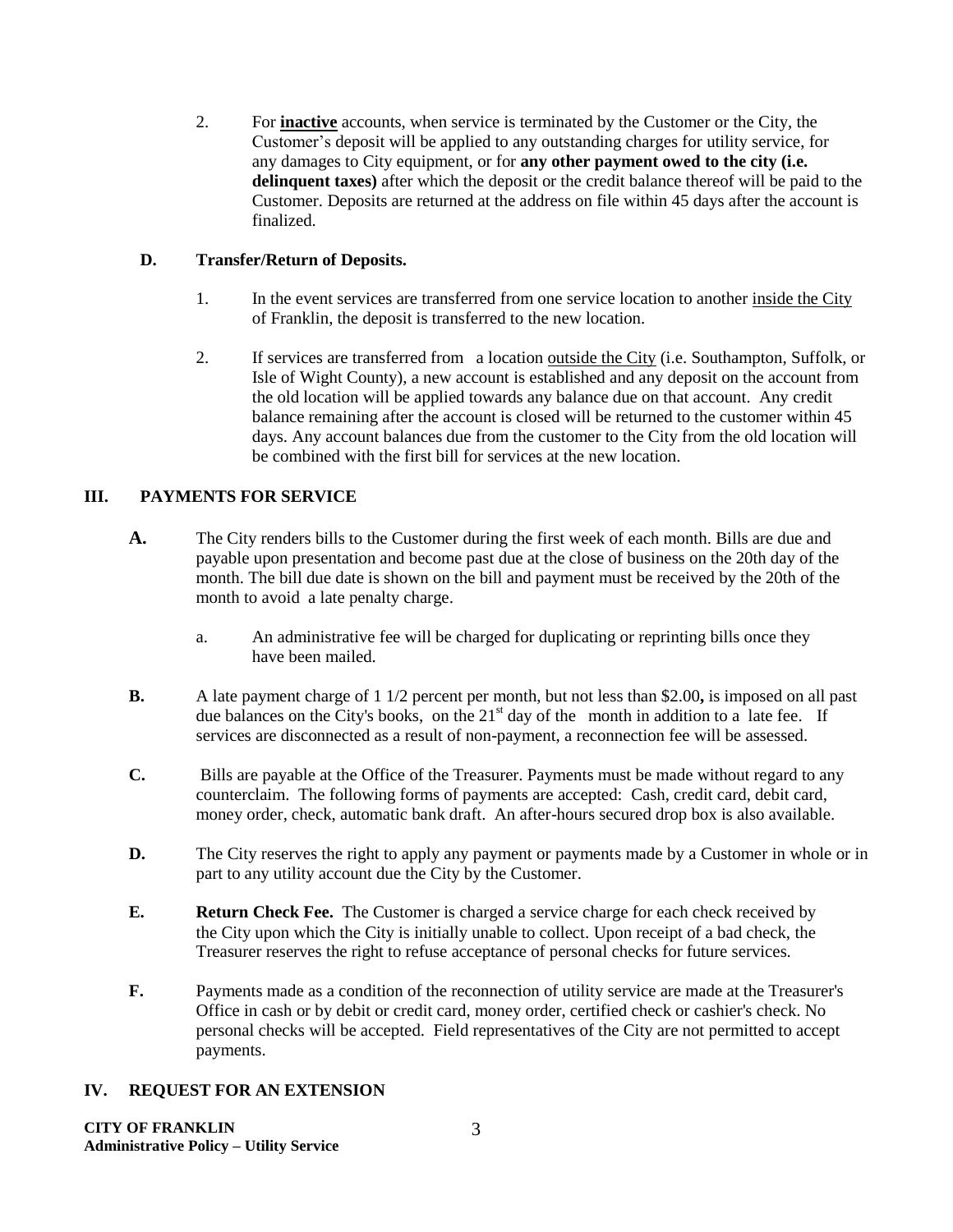2. For **inactive** accounts, when service is terminated by the Customer or the City, the Customer's deposit will be applied to any outstanding charges for utility service, for any damages to City equipment, or for **any other payment owed to the city (i.e. delinquent taxes)** after which the deposit or the credit balance thereof will be paid to the Customer. Deposits are returned at the address on file within 45 days after the account is finalized.

### D. Transfer/Return of Deposits.

1. In the event services are transferred from one service location to another inside the City of Franklin, the deposit is transferred to the new location.

2. If services are transferred from a location outside the City (i.e. Southampton, Suffolk, or Isle of Wight County), a new account is established and any deposit on the account from the old location will be applied towards any balance due on that account. Any credit balance remaining after the account is closed will be returned to the customer within 45 days. Any account balances due from the customer to the City from the old location will be combined with the first bill for services at the new location.

## III. PAYMENTS FOR SERVICE

**A.** The City renders bills to the Customer during the first week of each month. Bills are due and payable upon presentation and become past due at the close of business on the 20th day of the month. The bill due date is shown on the bill and payment must be received by the 20th of the month to avoid a late penalty charge.

a. An administrative fee will be charged for duplicating or reprinting bills once they have been mailed.

**B.** A late payment charge of 1 1/2 percent per month, but not less than $2.00**,** is imposed on all past due balances on the City's books, on the 21st day of the month in addition to a late fee. If services are disconnected as a result of non-payment, a reconnection fee will be assessed.

**C.** Bills are payable at the Office of the Treasurer. Payments must be made without regard to any counterclaim. The following forms of payments are accepted: Cash, credit card, debit card, money order, check, automatic bank draft. An after-hours secured drop box is also available.

**D.** The City reserves the right to apply any payment or payments made by a Customer in whole or in part to any utility account due the City by the Customer.

**E.** **Return Check Fee.** The Customer is charged a service charge for each check received by the City upon which the City is initially unable to collect. Upon receipt of a bad check, the Treasurer reserves the right to refuse acceptance of personal checks for future services.

**F.** Payments made as a condition of the reconnection of utility service are made at the Treasurer's Office in cash or by debit or credit card, money order, certified check or cashier's check. No personal checks will be accepted. Field representatives of the City are not permitted to accept payments.

## IV. REQUEST FOR AN EXTENSION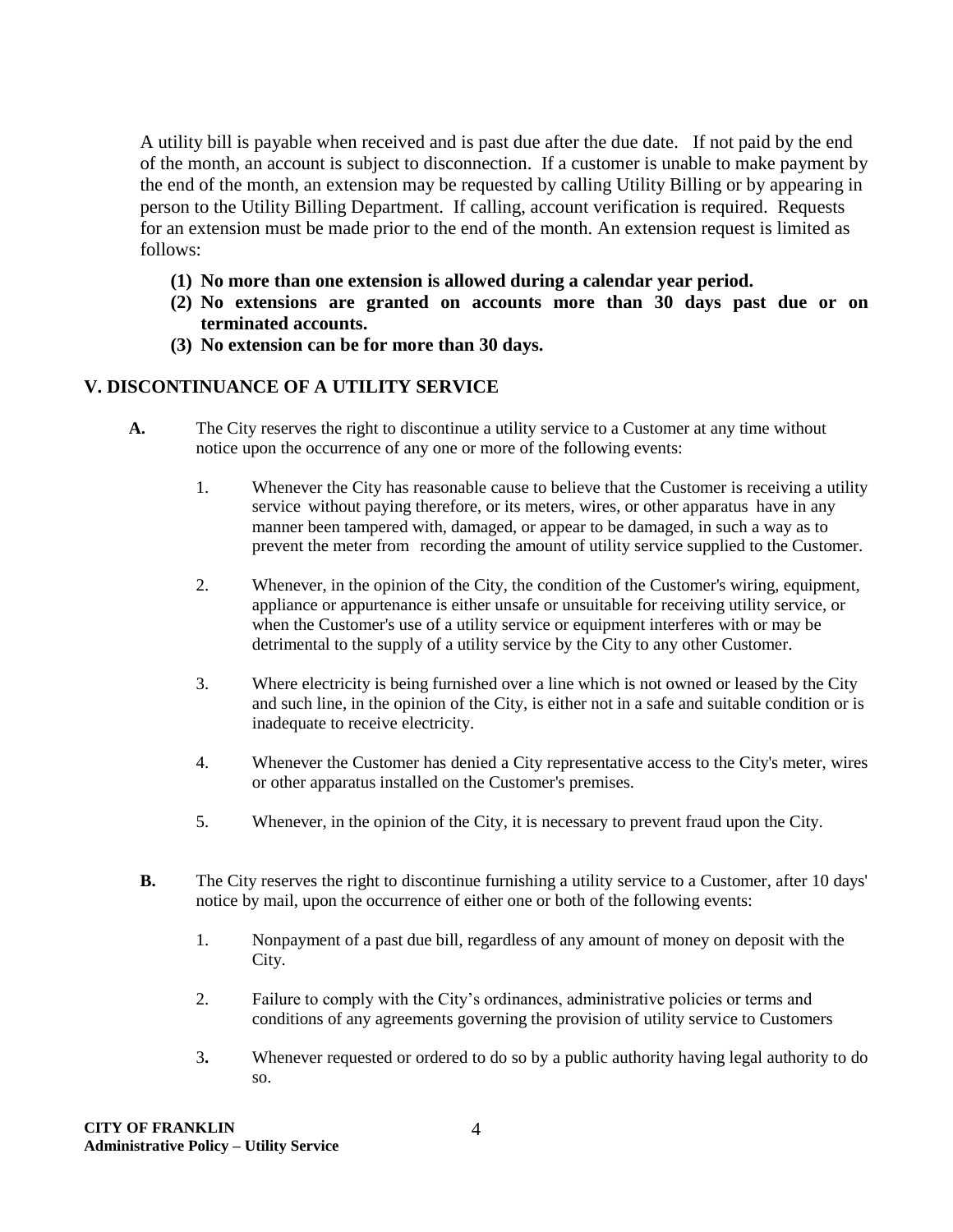A utility bill is payable when received and is past due after the due date. If not paid by the end of the month, an account is subject to disconnection. If a customer is unable to make payment by the end of the month, an extension may be requested by calling Utility Billing or by appearing in person to the Utility Billing Department. If calling, account verification is required. Requests for an extension must be made prior to the end of the month. An extension request is limited as follows:

**(1) No more than one extension is allowed during a calendar year period.**

**(2) No extensions are granted on accounts more than 30 days past due or on terminated accounts.**

**(3) No extension can be for more than 30 days.**

## V. DISCONTINUANCE OF A UTILITY SERVICE

**A.** The City reserves the right to discontinue a utility service to a Customer at any time without notice upon the occurrence of any one or more of the following events:

1. Whenever the City has reasonable cause to believe that the Customer is receiving a utility service without paying therefore, or its meters, wires, or other apparatus have in any manner been tampered with, damaged, or appear to be damaged, in such a way as to prevent the meter from recording the amount of utility service supplied to the Customer.

2. Whenever, in the opinion of the City, the condition of the Customer's wiring, equipment, appliance or appurtenance is either unsafe or unsuitable for receiving utility service, or when the Customer's use of a utility service or equipment interferes with or may be detrimental to the supply of a utility service by the City to any other Customer.

3. Where electricity is being furnished over a line which is not owned or leased by the City and such line, in the opinion of the City, is either not in a safe and suitable condition or is inadequate to receive electricity.

4. Whenever the Customer has denied a City representative access to the City's meter, wires or other apparatus installed on the Customer's premises.

5. Whenever, in the opinion of the City, it is necessary to prevent fraud upon the City.

**B.** The City reserves the right to discontinue furnishing a utility service to a Customer, after 10 days' notice by mail, upon the occurrence of either one or both of the following events:

1. Nonpayment of a past due bill, regardless of any amount of money on deposit with the City.

2. Failure to comply with the City's ordinances, administrative policies or terms and conditions of any agreements governing the provision of utility service to Customers

3. Whenever requested or ordered to do so by a public authority having legal authority to do so.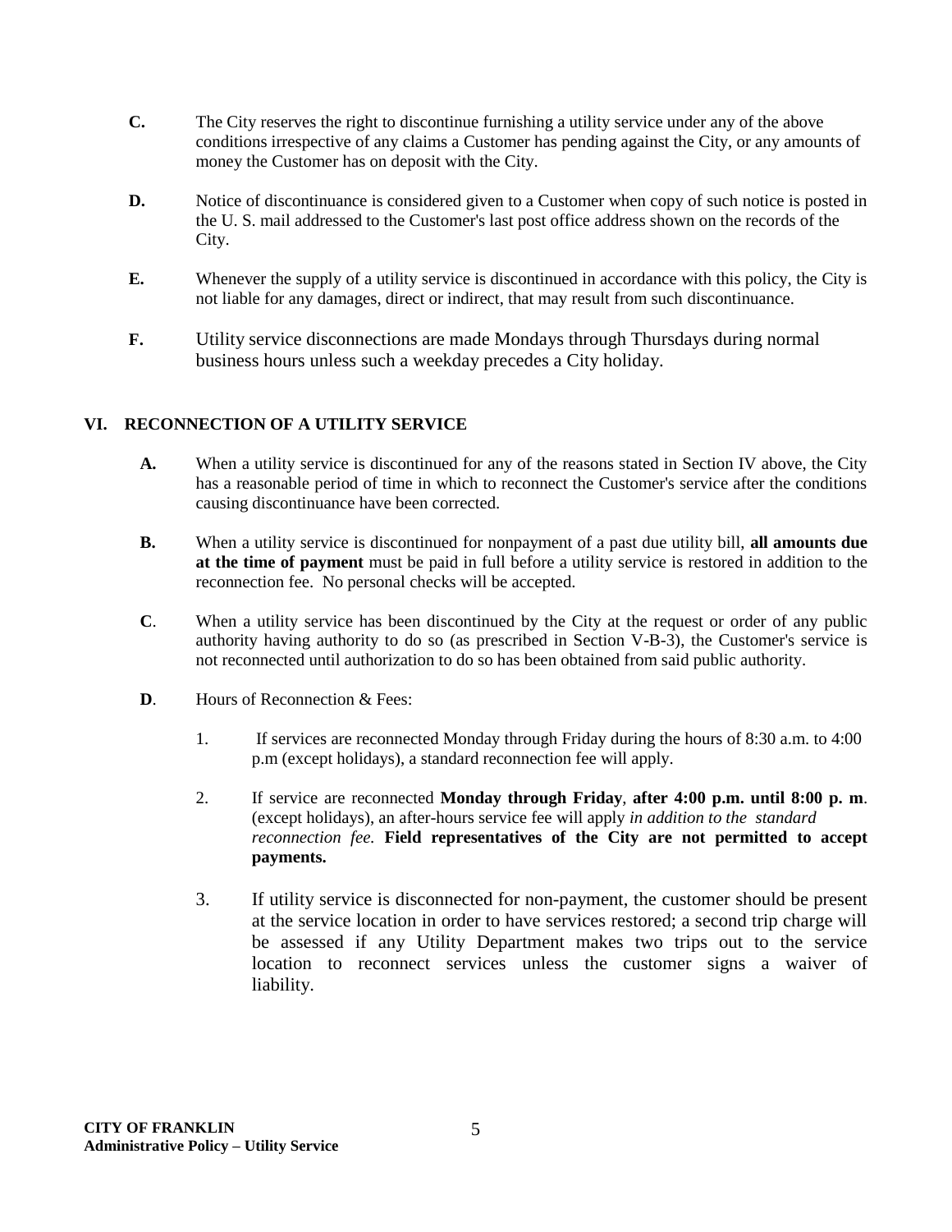**C.** The City reserves the right to discontinue furnishing a utility service under any of the above conditions irrespective of any claims a Customer has pending against the City, or any amounts of money the Customer has on deposit with the City.

**D.** Notice of discontinuance is considered given to a Customer when copy of such notice is posted in the U. S. mail addressed to the Customer's last post office address shown on the records of the City.

**E.** Whenever the supply of a utility service is discontinued in accordance with this policy, the City is not liable for any damages, direct or indirect, that may result from such discontinuance.

**F.** Utility service disconnections are made Mondays through Thursdays during normal business hours unless such a weekday precedes a City holiday.

## VI. RECONNECTION OF A UTILITY SERVICE

**A.** When a utility service is discontinued for any of the reasons stated in Section IV above, the City has a reasonable period of time in which to reconnect the Customer's service after the conditions causing discontinuance have been corrected.

**B.** When a utility service is discontinued for nonpayment of a past due utility bill, **all amounts due at the time of payment** must be paid in full before a utility service is restored in addition to the reconnection fee. No personal checks will be accepted.

**C**. When a utility service has been discontinued by the City at the request or order of any public authority having authority to do so (as prescribed in Section V-B-3), the Customer's service is not reconnected until authorization to do so has been obtained from said public authority.

**D**. Hours of Reconnection & Fees:

1. If services are reconnected Monday through Friday during the hours of 8:30 a.m. to 4:00 p.m (except holidays), a standard reconnection fee will apply.

2. If service are reconnected **Monday through Friday**, **after 4:00 p.m. until 8:00 p. m**. (except holidays), an after-hours service fee will apply *in addition to the standard reconnection fee.* **Field representatives of the City are not permitted to accept payments.**

3. If utility service is disconnected for non-payment, the customer should be present at the service location in order to have services restored; a second trip charge will be assessed if any Utility Department makes two trips out to the service location to reconnect services unless the customer signs a waiver of liability.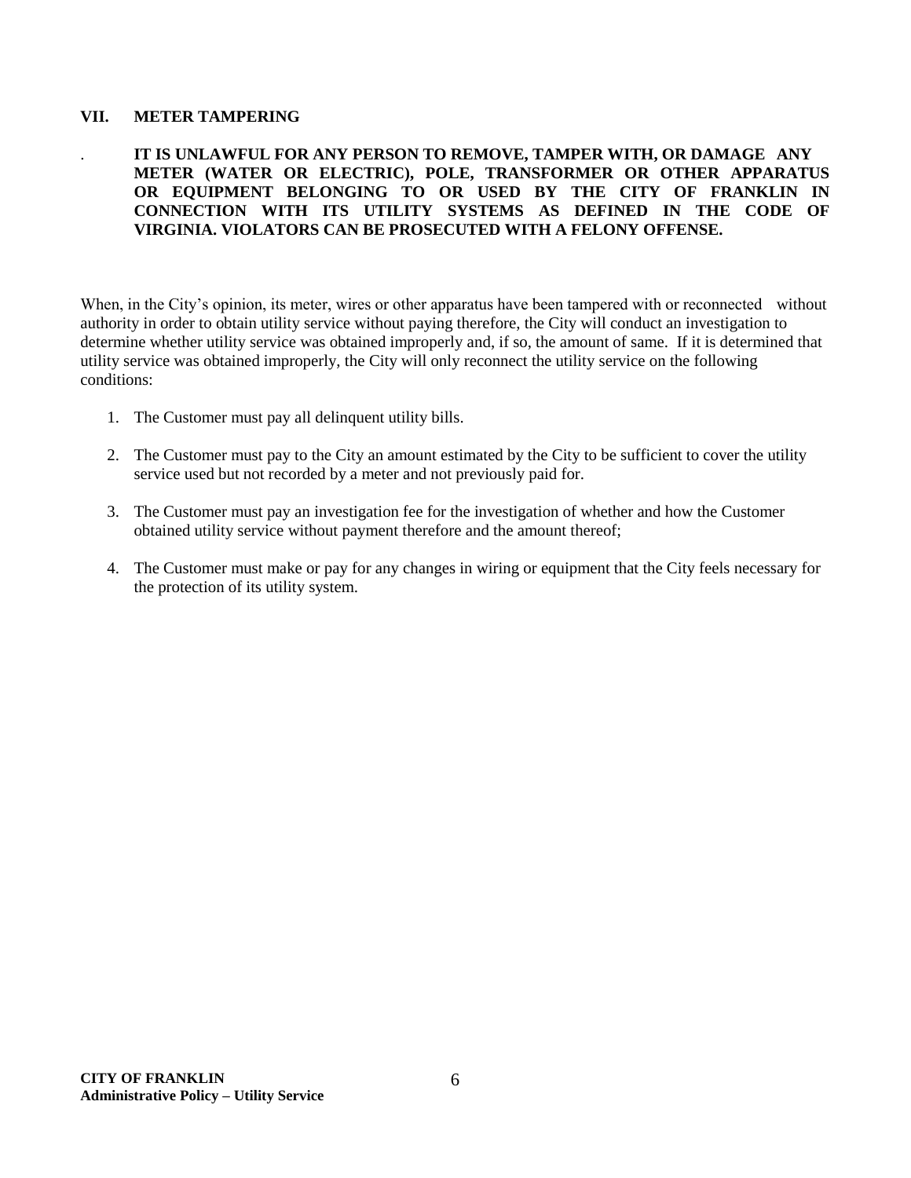## VII. METER TAMPERING

**IT IS UNLAWFUL FOR ANY PERSON TO REMOVE, TAMPER WITH, OR DAMAGE ANY METER (WATER OR ELECTRIC), POLE, TRANSFORMER OR OTHER APPARATUS OR EQUIPMENT BELONGING TO OR USED BY THE CITY OF FRANKLIN IN CONNECTION WITH ITS UTILITY SYSTEMS AS DEFINED IN THE CODE OF VIRGINIA. VIOLATORS CAN BE PROSECUTED WITH A FELONY OFFENSE.**

When, in the City's opinion, its meter, wires or other apparatus have been tampered with or reconnected without authority in order to obtain utility service without paying therefore, the City will conduct an investigation to determine whether utility service was obtained improperly and, if so, the amount of same. If it is determined that utility service was obtained improperly, the City will only reconnect the utility service on the following conditions:

1. The Customer must pay all delinquent utility bills.

2. The Customer must pay to the City an amount estimated by the City to be sufficient to cover the utility service used but not recorded by a meter and not previously paid for.

3. The Customer must pay an investigation fee for the investigation of whether and how the Customer obtained utility service without payment therefore and the amount thereof;

4. The Customer must make or pay for any changes in wiring or equipment that the City feels necessary for the protection of its utility system.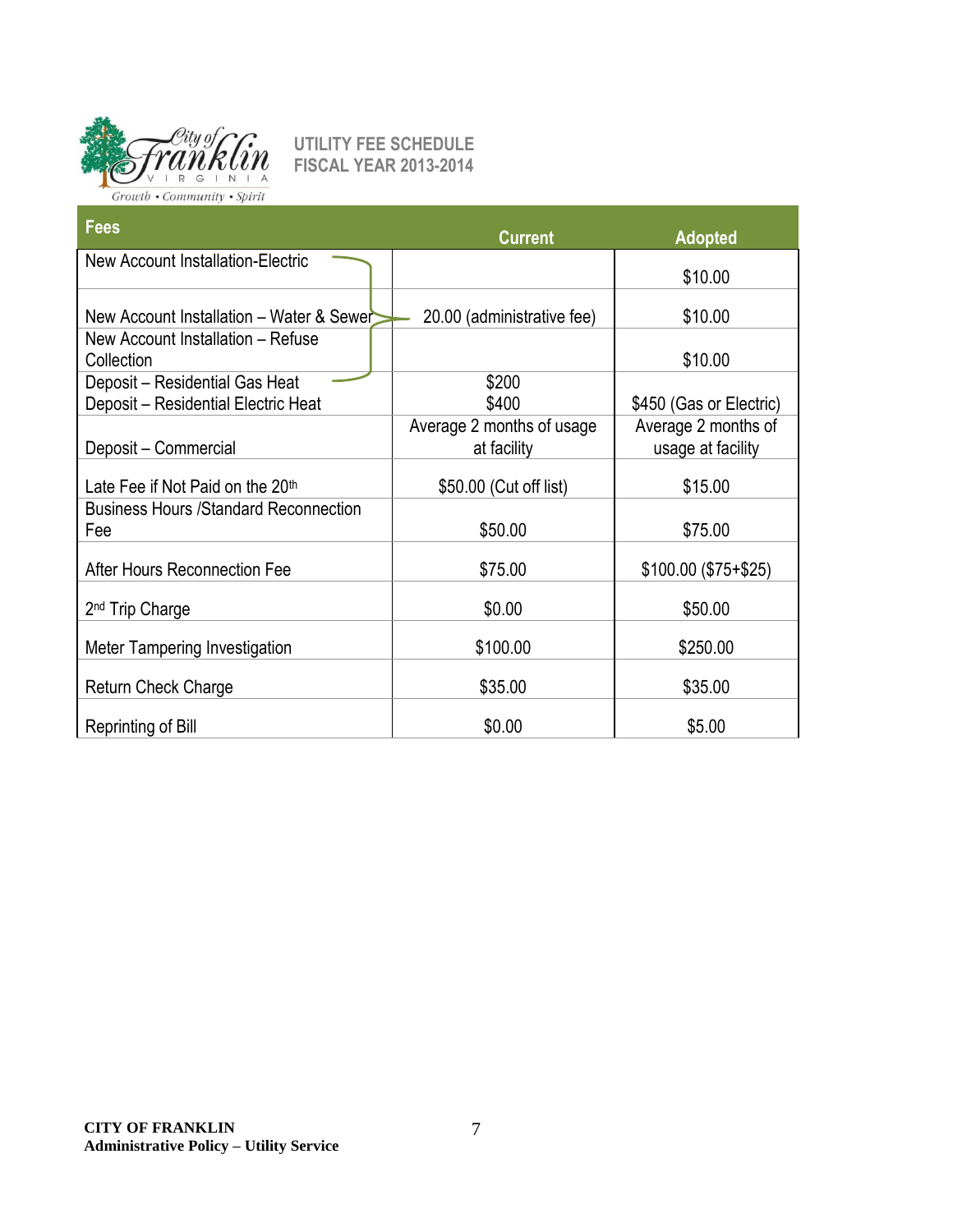## UTILITY FEE SCHEDULE
## FISCAL YEAR 2013-2014

| Fees | Current | Adopted |
|---|---|---|
| New Account Installation-Electric | 20.00 (administrative fee) | $10.00 |
| New Account Installation – Water & Sewer | | $10.00 |
| New Account Installation – Refuse Collection | | $10.00 |
| Deposit – Residential Gas Heat<br>Deposit – Residential Electric Heat | $200<br>$400 | $450 (Gas or Electric) |
| Deposit – Commercial | Average 2 months of usage at facility | Average 2 months of usage at facility |
| Late Fee if Not Paid on the 20th | $50.00 (Cut off list) | $15.00 |
| Business Hours /Standard Reconnection Fee | $50.00 | $75.00 |
| After Hours Reconnection Fee | $75.00 | $100.00 ($75+$25) |
| 2nd Trip Charge | $0.00 | $50.00 |
| Meter Tampering Investigation | $100.00 | $250.00 |
| Return Check Charge | $35.00 | $35.00 |
| Reprinting of Bill | $0.00 | $5.00 |